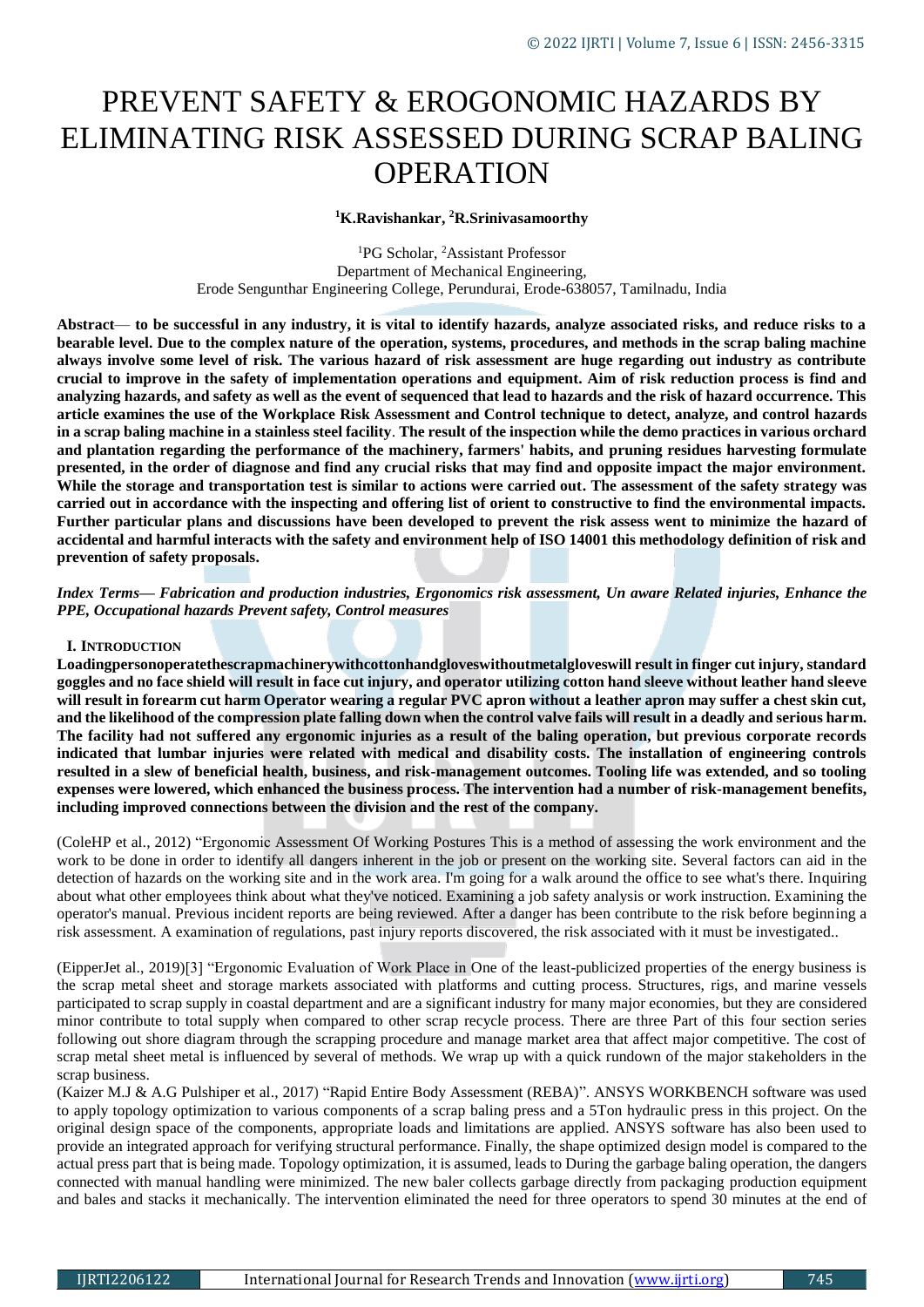# PREVENT SAFETY & EROGONOMIC HAZARDS BY ELIMINATING RISK ASSESSED DURING SCRAP BALING OPERATION

**[1]K.Ravishankar, [2]R.Srinivasamoorthy**

[1]PG Scholar, [2]Assistant Professor
Department of Mechanical Engineering,
Erode Sengunthar Engineering College, Perundurai, Erode-638057, Tamilnadu, India

**Abstract— to be successful in any industry, it is vital to identify hazards, analyze associated risks, and reduce risks to a bearable level. Due to the complex nature of the operation, systems, procedures, and methods in the scrap baling machine always involve some level of risk. The various hazard of risk assessment are huge regarding out industry as contribute crucial to improve in the safety of implementation operations and equipment. Aim of risk reduction process is find and analyzing hazards, and safety as well as the event of sequenced that lead to hazards and the risk of hazard occurrence. This article examines the use of the Workplace Risk Assessment and Control technique to detect, analyze, and control hazards in a scrap baling machine in a stainless steel facility. The result of the inspection while the demo practices in various orchard and plantation regarding the performance of the machinery, farmers' habits, and pruning residues harvesting formulate presented, in the order of diagnose and find any crucial risks that may find and opposite impact the major environment. While the storage and transportation test is similar to actions were carried out. The assessment of the safety strategy was carried out in accordance with the inspecting and offering list of orient to constructive to find the environmental impacts. Further particular plans and discussions have been developed to prevent the risk assess went to minimize the hazard of accidental and harmful interacts with the safety and environment help of ISO 14001 this methodology definition of risk and prevention of safety proposals.**

***Index Terms— Fabrication and production industries, Ergonomics risk assessment, Un aware Related injuries, Enhance the PPE, Occupational hazards Prevent safety, Control measures***

## I. INTRODUCTION

**Loadingpersonoperatethescrapmachinerywithcottonhandgloveswithoutmetalgloveswill result in finger cut injury, standard goggles and no face shield will result in face cut injury, and operator utilizing cotton hand sleeve without leather hand sleeve will result in forearm cut harm Operator wearing a regular PVC apron without a leather apron may suffer a chest skin cut, and the likelihood of the compression plate falling down when the control valve fails will result in a deadly and serious harm. The facility had not suffered any ergonomic injuries as a result of the baling operation, but previous corporate records indicated that lumbar injuries were related with medical and disability costs. The installation of engineering controls resulted in a slew of beneficial health, business, and risk-management outcomes. Tooling life was extended, and so tooling expenses were lowered, which enhanced the business process. The intervention had a number of risk-management benefits, including improved connections between the division and the rest of the company.**

(ColeHP et al., 2012) "Ergonomic Assessment Of Working Postures This is a method of assessing the work environment and the work to be done in order to identify all dangers inherent in the job or present on the working site. Several factors can aid in the detection of hazards on the working site and in the work area. I'm going for a walk around the office to see what's there. Inquiring about what other employees think about what they've noticed. Examining a job safety analysis or work instruction. Examining the operator's manual. Previous incident reports are being reviewed. After a danger has been contribute to the risk before beginning a risk assessment. A examination of regulations, past injury reports discovered, the risk associated with it must be investigated..

(EipperJet al., 2019)[3] "Ergonomic Evaluation of Work Place in One of the least-publicized properties of the energy business is the scrap metal sheet and storage markets associated with platforms and cutting process. Structures, rigs, and marine vessels participated to scrap supply in coastal department and are a significant industry for many major economies, but they are considered minor contribute to total supply when compared to other scrap recycle process. There are three Part of this four section series following out shore diagram through the scrapping procedure and manage market area that affect major competitive. The cost of scrap metal sheet metal is influenced by several of methods. We wrap up with a quick rundown of the major stakeholders in the scrap business.

(Kaizer M.J & A.G Pulshiper et al., 2017) "Rapid Entire Body Assessment (REBA)". ANSYS WORKBENCH software was used to apply topology optimization to various components of a scrap baling press and a 5Ton hydraulic press in this project. On the original design space of the components, appropriate loads and limitations are applied. ANSYS software has also been used to provide an integrated approach for verifying structural performance. Finally, the shape optimized design model is compared to the actual press part that is being made. Topology optimization, it is assumed, leads to During the garbage baling operation, the dangers connected with manual handling were minimized. The new baler collects garbage directly from packaging production equipment and bales and stacks it mechanically. The intervention eliminated the need for three operators to spend 30 minutes at the end of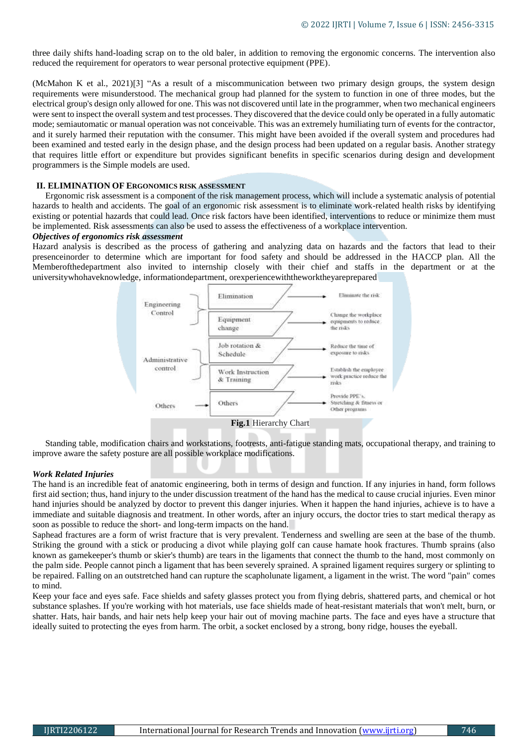three daily shifts hand-loading scrap on to the old baler, in addition to removing the ergonomic concerns. The intervention also reduced the requirement for operators to wear personal protective equipment (PPE).

(McMahon K et al., 2021)[3] "As a result of a miscommunication between two primary design groups, the system design requirements were misunderstood. The mechanical group had planned for the system to function in one of three modes, but the electrical group's design only allowed for one. This was not discovered until late in the programmer, when two mechanical engineers were sent to inspect the overall system and test processes. They discovered that the device could only be operated in a fully automatic mode; semiautomatic or manual operation was not conceivable. This was an extremely humiliating turn of events for the contractor, and it surely harmed their reputation with the consumer. This might have been avoided if the overall system and procedures had been examined and tested early in the design phase, and the design process had been updated on a regular basis. Another strategy that requires little effort or expenditure but provides significant benefits in specific scenarios during design and development programmers is the Simple models are used.

## II. ELIMINATION OF ERGONOMICS RISK ASSESSMENT

Ergonomic risk assessment is a component of the risk management process, which will include a systematic analysis of potential hazards to health and accidents. The goal of an ergonomic risk assessment is to eliminate work-related health risks by identifying existing or potential hazards that could lead. Once risk factors have been identified, interventions to reduce or minimize them must be implemented. Risk assessments can also be used to assess the effectiveness of a workplace intervention.

***Objectives of ergonomics risk assessment***

Hazard analysis is described as the process of gathering and analyzing data on hazards and the factors that lead to their presenceinorder to determine which are important for food safety and should be addressed in the HACCP plan. All the Memberofthedepartment also invited to internship closely with their chief and staffs in the department or at the universitywhohaveknowledge, informationdepartment, orexperiencewiththeworktheyareprepared

| Group | Control | Action |
|---|---|---|
| Engineering Control | Elimination | Eliminate the risk |
| | Equipment change | Change the workplace equipments to reduce the risks |
| Administrative control | Job rotation & Schedule | Reduce the time of exposure to risks |
| | Work Instruction & Training | Establish the employee work practice reduce the risks |
| Others | Others | Provide PPE's, Stretching & fitness or Other programs |

**Fig.1** Hierarchy Chart

Standing table, modification chairs and workstations, footrests, anti-fatigue standing mats, occupational therapy, and training to improve aware the safety posture are all possible workplace modifications.

***Work Related Injuries***

The hand is an incredible feat of anatomic engineering, both in terms of design and function. If any injuries in hand, form follows first aid section; thus, hand injury to the under discussion treatment of the hand has the medical to cause crucial injuries. Even minor hand injuries should be analyzed by doctor to prevent this danger injuries. When it happen the hand injuries, achieve is to have a immediate and suitable diagnosis and treatment. In other words, after an injury occurs, the doctor tries to start medical therapy as soon as possible to reduce the short- and long-term impacts on the hand.

Saphead fractures are a form of wrist fracture that is very prevalent. Tenderness and swelling are seen at the base of the thumb. Striking the ground with a stick or producing a divot while playing golf can cause hamate hook fractures. Thumb sprains (also known as gamekeeper's thumb or skier's thumb) are tears in the ligaments that connect the thumb to the hand, most commonly on the palm side. People cannot pinch a ligament that has been severely sprained. A sprained ligament requires surgery or splinting to be repaired. Falling on an outstretched hand can rupture the scapholunate ligament, a ligament in the wrist. The word "pain" comes to mind.

Keep your face and eyes safe. Face shields and safety glasses protect you from flying debris, shattered parts, and chemical or hot substance splashes. If you're working with hot materials, use face shields made of heat-resistant materials that won't melt, burn, or shatter. Hats, hair bands, and hair nets help keep your hair out of moving machine parts. The face and eyes have a structure that ideally suited to protecting the eyes from harm. The orbit, a socket enclosed by a strong, bony ridge, houses the eyeball.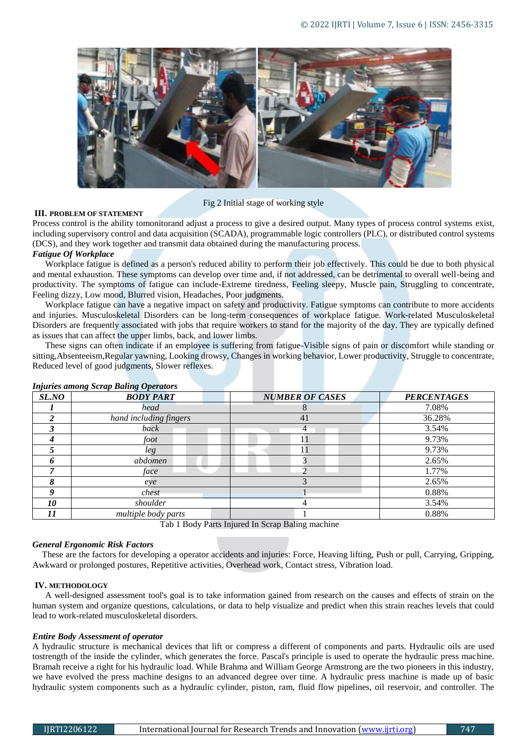Fig 2 Initial stage of working style

## III. PROBLEM OF STATEMENT

Process control is the ability tomonitorand adjust a process to give a desired output. Many types of process control systems exist, including supervisory control and data acquisition (SCADA), programmable logic controllers (PLC), or distributed control systems (DCS), and they work together and transmit data obtained during the manufacturing process.

### *Fatigue Of Workplace*

Workplace fatigue is defined as a person's reduced ability to perform their job effectively. This could be due to both physical and mental exhaustion. These symptoms can develop over time and, if not addressed, can be detrimental to overall well-being and productivity. The symptoms of fatigue can include-Extreme tiredness, Feeling sleepy, Muscle pain, Struggling to concentrate, Feeling dizzy, Low mood, Blurred vision, Headaches, Poor judgments.

Workplace fatigue can have a negative impact on safety and productivity. Fatigue symptoms can contribute to more accidents and injuries. Musculoskeletal Disorders can be long-term consequences of workplace fatigue. Work-related Musculoskeletal Disorders are frequently associated with jobs that require workers to stand for the majority of the day. They are typically defined as issues that can affect the upper limbs, back, and lower limbs.

These signs can often indicate if an employee is suffering from fatigue-Visible signs of pain or discomfort while standing or sitting,Absenteeism,Regular yawning, Looking drowsy, Changes in working behavior, Lower productivity, Struggle to concentrate, Reduced level of good judgments, Slower reflexes.

### *Injuries among Scrap Baling Operators*

| *SL.NO* | *BODY PART* | *NUMBER OF CASES* | *PERCENTAGES* |
|---|---|---|---|
| *1* | *head* | 8 | 7.08% |
| *2* | *hand including fingers* | 41 | 36.28% |
| *3* | *back* | 4 | 3.54% |
| *4* | *foot* | 11 | 9.73% |
| *5* | *leg* | 11 | 9.73% |
| *6* | *abdomen* | 3 | 2.65% |
| *7* | *face* | 2 | 1.77% |
| *8* | *eye* | 3 | 2.65% |
| *9* | *chest* | 1 | 0.88% |
| *10* | *shoulder* | 4 | 3.54% |
| *11* | *multiple body parts* | 1 | 0.88% |

Tab 1 Body Parts Injured In Scrap Baling machine

### *General Ergonomic Risk Factors*

These are the factors for developing a operator accidents and injuries: Force, Heaving lifting, Push or pull, Carrying, Gripping, Awkward or prolonged postures, Repetitive activities, Overhead work, Contact stress, Vibration load.

## IV. METHODOLOGY

A well-designed assessment tool's goal is to take information gained from research on the causes and effects of strain on the human system and organize questions, calculations, or data to help visualize and predict when this strain reaches levels that could lead to work-related musculoskeletal disorders.

### *Entire Body Assessment of operator*

A hydraulic structure is mechanical devices that lift or compress a different of components and parts. Hydraulic oils are used tostrength of the inside the cylinder, which generates the force. Pascal's principle is used to operate the hydraulic press machine. Bramah receive a right for his hydraulic load. While Brahma and William George Armstrong are the two pioneers in this industry, we have evolved the press machine designs to an advanced degree over time. A hydraulic press machine is made up of basic hydraulic system components such as a hydraulic cylinder, piston, ram, fluid flow pipelines, oil reservoir, and controller. The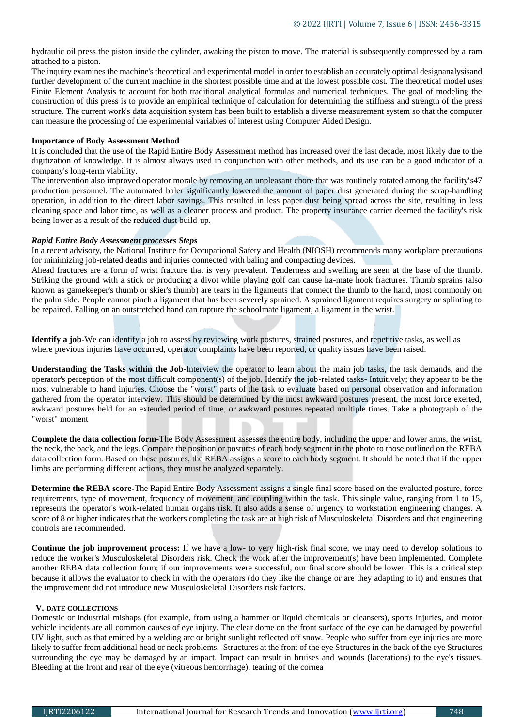hydraulic oil press the piston inside the cylinder, awaking the piston to move. The material is subsequently compressed by a ram attached to a piston.

The inquiry examines the machine's theoretical and experimental model in order to establish an accurately optimal designanalysisand further development of the current machine in the shortest possible time and at the lowest possible cost. The theoretical model uses Finite Element Analysis to account for both traditional analytical formulas and numerical techniques. The goal of modeling the construction of this press is to provide an empirical technique of calculation for determining the stiffness and strength of the press structure. The current work's data acquisition system has been built to establish a diverse measurement system so that the computer can measure the processing of the experimental variables of interest using Computer Aided Design.

**Importance of Body Assessment Method**

It is concluded that the use of the Rapid Entire Body Assessment method has increased over the last decade, most likely due to the digitization of knowledge. It is almost always used in conjunction with other methods, and its use can be a good indicator of a company's long-term viability.

The intervention also improved operator morale by removing an unpleasant chore that was routinely rotated among the facility's47 production personnel. The automated baler significantly lowered the amount of paper dust generated during the scrap-handling operation, in addition to the direct labor savings. This resulted in less paper dust being spread across the site, resulting in less cleaning space and labor time, as well as a cleaner process and product. The property insurance carrier deemed the facility's risk being lower as a result of the reduced dust build-up.

***Rapid Entire Body Assessment processes Steps***

In a recent advisory, the National Institute for Occupational Safety and Health (NIOSH) recommends many workplace precautions for minimizing job-related deaths and injuries connected with baling and compacting devices.

Ahead fractures are a form of wrist fracture that is very prevalent. Tenderness and swelling are seen at the base of the thumb. Striking the ground with a stick or producing a divot while playing golf can cause ha-mate hook fractures. Thumb sprains (also known as gamekeeper's thumb or skier's thumb) are tears in the ligaments that connect the thumb to the hand, most commonly on the palm side. People cannot pinch a ligament that has been severely sprained. A sprained ligament requires surgery or splinting to be repaired. Falling on an outstretched hand can rupture the schoolmate ligament, a ligament in the wrist.

**Identify a job-**We can identify a job to assess by reviewing work postures, strained postures, and repetitive tasks, as well as where previous injuries have occurred, operator complaints have been reported, or quality issues have been raised.

**Understanding the Tasks within the Job-**Interview the operator to learn about the main job tasks, the task demands, and the operator's perception of the most difficult component(s) of the job. Identify the job-related tasks- Intuitively; they appear to be the most vulnerable to hand injuries. Choose the "worst" parts of the task to evaluate based on personal observation and information gathered from the operator interview. This should be determined by the most awkward postures present, the most force exerted, awkward postures held for an extended period of time, or awkward postures repeated multiple times. Take a photograph of the "worst" moment

**Complete the data collection form-**The Body Assessment assesses the entire body, including the upper and lower arms, the wrist, the neck, the back, and the legs. Compare the position or postures of each body segment in the photo to those outlined on the REBA data collection form. Based on these postures, the REBA assigns a score to each body segment. It should be noted that if the upper limbs are performing different actions, they must be analyzed separately.

**Determine the REBA score-**The Rapid Entire Body Assessment assigns a single final score based on the evaluated posture, force requirements, type of movement, frequency of movement, and coupling within the task. This single value, ranging from 1 to 15, represents the operator's work-related human organs risk. It also adds a sense of urgency to workstation engineering changes. A score of 8 or higher indicates that the workers completing the task are at high risk of Musculoskeletal Disorders and that engineering controls are recommended.

**Continue the job improvement process:** If we have a low- to very high-risk final score, we may need to develop solutions to reduce the worker's Musculoskeletal Disorders risk. Check the work after the improvement(s) have been implemented. Complete another REBA data collection form; if our improvements were successful, our final score should be lower. This is a critical step because it allows the evaluator to check in with the operators (do they like the change or are they adapting to it) and ensures that the improvement did not introduce new Musculoskeletal Disorders risk factors.

## V. DATE COLLECTIONS

Domestic or industrial mishaps (for example, from using a hammer or liquid chemicals or cleansers), sports injuries, and motor vehicle incidents are all common causes of eye injury. The clear dome on the front surface of the eye can be damaged by powerful UV light, such as that emitted by a welding arc or bright sunlight reflected off snow. People who suffer from eye injuries are more likely to suffer from additional head or neck problems. Structures at the front of the eye Structures in the back of the eye Structures surrounding the eye may be damaged by an impact. Impact can result in bruises and wounds (lacerations) to the eye's tissues. Bleeding at the front and rear of the eye (vitreous hemorrhage), tearing of the cornea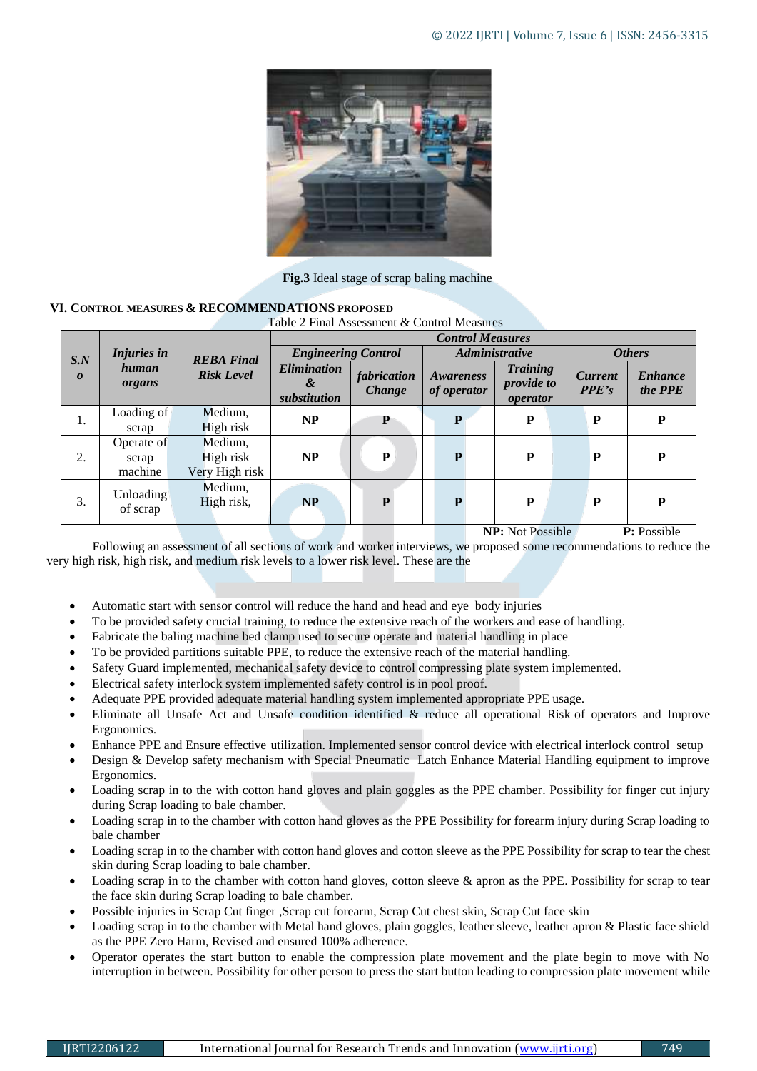Fig.3 Ideal stage of scrap baling machine

## VI. CONTROL MEASURES & RECOMMENDATIONS PROPOSED

Table 2 Final Assessment & Control Measures

| *S.No* | *Injuries in human organs* | *REBA Final Risk Level* | *Control Measures* | | | | | |
|---|---|---|---|---|---|---|---|---|
| | | | *Engineering Control* | | *Administrative* | | *Others* | |
| | | | *Elimination & substitution* | *fabrication Change* | *Awareness of operator* | *Training provide to operator* | *Current PPE's* | *Enhance the PPE* |
| 1. | Loading of scrap | Medium, High risk | **NP** | **P** | **P** | **P** | **P** | **P** |
| 2. | Operate of scrap machine | Medium, High risk Very High risk | **NP** | **P** | **P** | **P** | **P** | **P** |
| 3. | Unloading of scrap | Medium, High risk, | **NP** | **P** | **P** | **P** | **P** | **P** |

**NP:** Not Possible **P:** Possible

Following an assessment of all sections of work and worker interviews, we proposed some recommendations to reduce the very high risk, high risk, and medium risk levels to a lower risk level. These are the

- Automatic start with sensor control will reduce the hand and head and eye body injuries
- To be provided safety crucial training, to reduce the extensive reach of the workers and ease of handling.
- Fabricate the baling machine bed clamp used to secure operate and material handling in place
- To be provided partitions suitable PPE, to reduce the extensive reach of the material handling.
- Safety Guard implemented, mechanical safety device to control compressing plate system implemented.
- Electrical safety interlock system implemented safety control is in pool proof.
- Adequate PPE provided adequate material handling system implemented appropriate PPE usage.
- Eliminate all Unsafe Act and Unsafe condition identified & reduce all operational Risk of operators and Improve Ergonomics.
- Enhance PPE and Ensure effective utilization. Implemented sensor control device with electrical interlock control setup
- Design & Develop safety mechanism with Special Pneumatic Latch Enhance Material Handling equipment to improve Ergonomics.
- Loading scrap in to the with cotton hand gloves and plain goggles as the PPE chamber. Possibility for finger cut injury during Scrap loading to bale chamber.
- Loading scrap in to the chamber with cotton hand gloves as the PPE Possibility for forearm injury during Scrap loading to bale chamber
- Loading scrap in to the chamber with cotton hand gloves and cotton sleeve as the PPE Possibility for scrap to tear the chest skin during Scrap loading to bale chamber.
- Loading scrap in to the chamber with cotton hand gloves, cotton sleeve & apron as the PPE. Possibility for scrap to tear the face skin during Scrap loading to bale chamber.
- Possible injuries in Scrap Cut finger ,Scrap cut forearm, Scrap Cut chest skin, Scrap Cut face skin
- Loading scrap in to the chamber with Metal hand gloves, plain goggles, leather sleeve, leather apron & Plastic face shield as the PPE Zero Harm, Revised and ensured 100% adherence.
- Operator operates the start button to enable the compression plate movement and the plate begin to move with No interruption in between. Possibility for other person to press the start button leading to compression plate movement while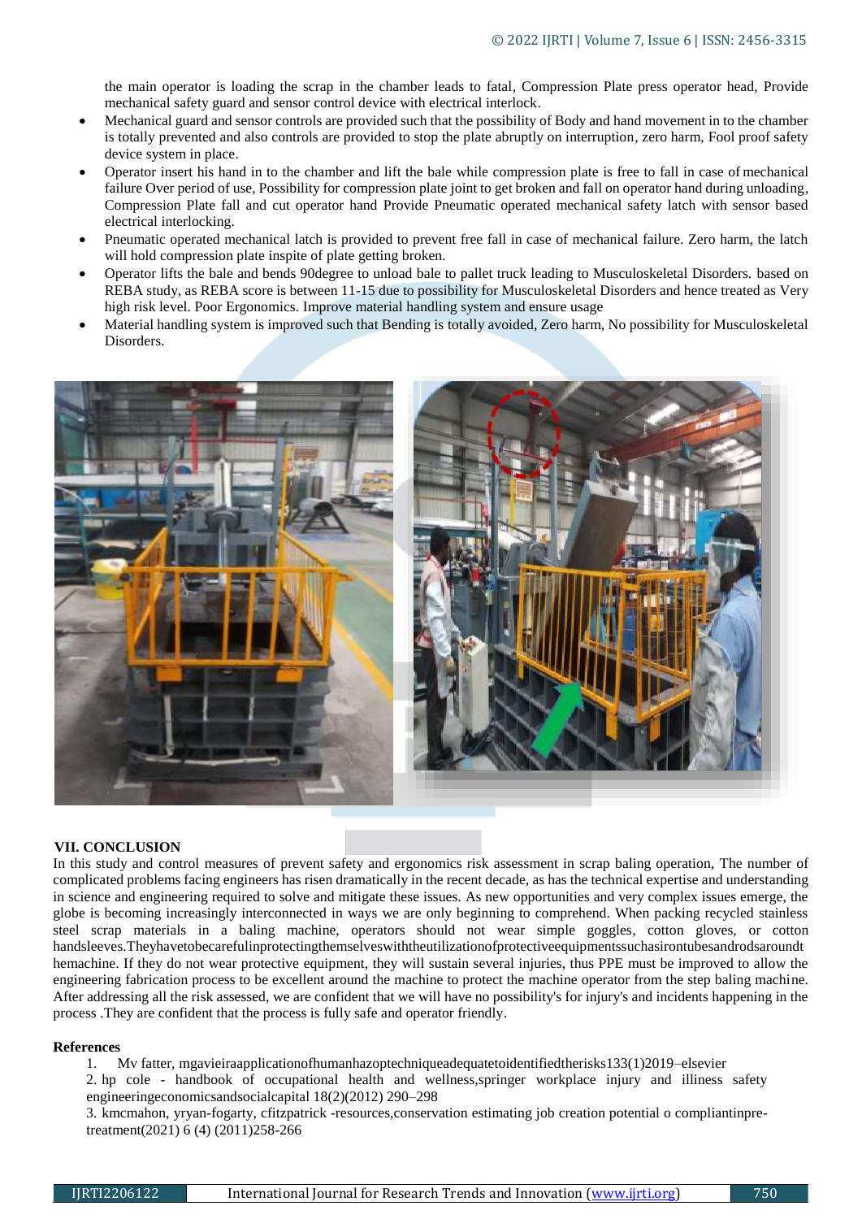the main operator is loading the scrap in the chamber leads to fatal, Compression Plate press operator head, Provide mechanical safety guard and sensor control device with electrical interlock.

- Mechanical guard and sensor controls are provided such that the possibility of Body and hand movement in to the chamber is totally prevented and also controls are provided to stop the plate abruptly on interruption, zero harm, Fool proof safety device system in place.
- Operator insert his hand in to the chamber and lift the bale while compression plate is free to fall in case of mechanical failure Over period of use, Possibility for compression plate joint to get broken and fall on operator hand during unloading, Compression Plate fall and cut operator hand Provide Pneumatic operated mechanical safety latch with sensor based electrical interlocking.
- Pneumatic operated mechanical latch is provided to prevent free fall in case of mechanical failure. Zero harm, the latch will hold compression plate inspite of plate getting broken.
- Operator lifts the bale and bends 90degree to unload bale to pallet truck leading to Musculoskeletal Disorders. based on REBA study, as REBA score is between 11-15 due to possibility for Musculoskeletal Disorders and hence treated as Very high risk level. Poor Ergonomics. Improve material handling system and ensure usage
- Material handling system is improved such that Bending is totally avoided, Zero harm, No possibility for Musculoskeletal Disorders.

## VII. CONCLUSION

In this study and control measures of prevent safety and ergonomics risk assessment in scrap baling operation, The number of complicated problems facing engineers has risen dramatically in the recent decade, as has the technical expertise and understanding in science and engineering required to solve and mitigate these issues. As new opportunities and very complex issues emerge, the globe is becoming increasingly interconnected in ways we are only beginning to comprehend. When packing recycled stainless steel scrap materials in a baling machine, operators should not wear simple goggles, cotton gloves, or cotton handsleeves.Theyhavetobecarefulinprotectingthemselveswiththeutilizationofprotectiveequipmentssuchasirontubesandrodsaroundthemachine. If they do not wear protective equipment, they will sustain several injuries, thus PPE must be improved to allow the engineering fabrication process to be excellent around the machine to protect the machine operator from the step baling machine. After addressing all the risk assessed, we are confident that we will have no possibility's for injury's and incidents happening in the process .They are confident that the process is fully safe and operator friendly.

## References

1. Mv fatter, mgavieiraapplicationofhumanhazoptechniqueadequatetoidentifiedtherisks133(1)2019–elsevier
2. hp cole - handbook of occupational health and wellness,springer workplace injury and illiness safety engineeringeconomicsandsocialcapital 18(2)(2012) 290–298
3. kmcmahon, yryan-fogarty, cfitzpatrick -resources,conservation estimating job creation potential o compliantinpre-treatment(2021) 6 (4) (2011)258-266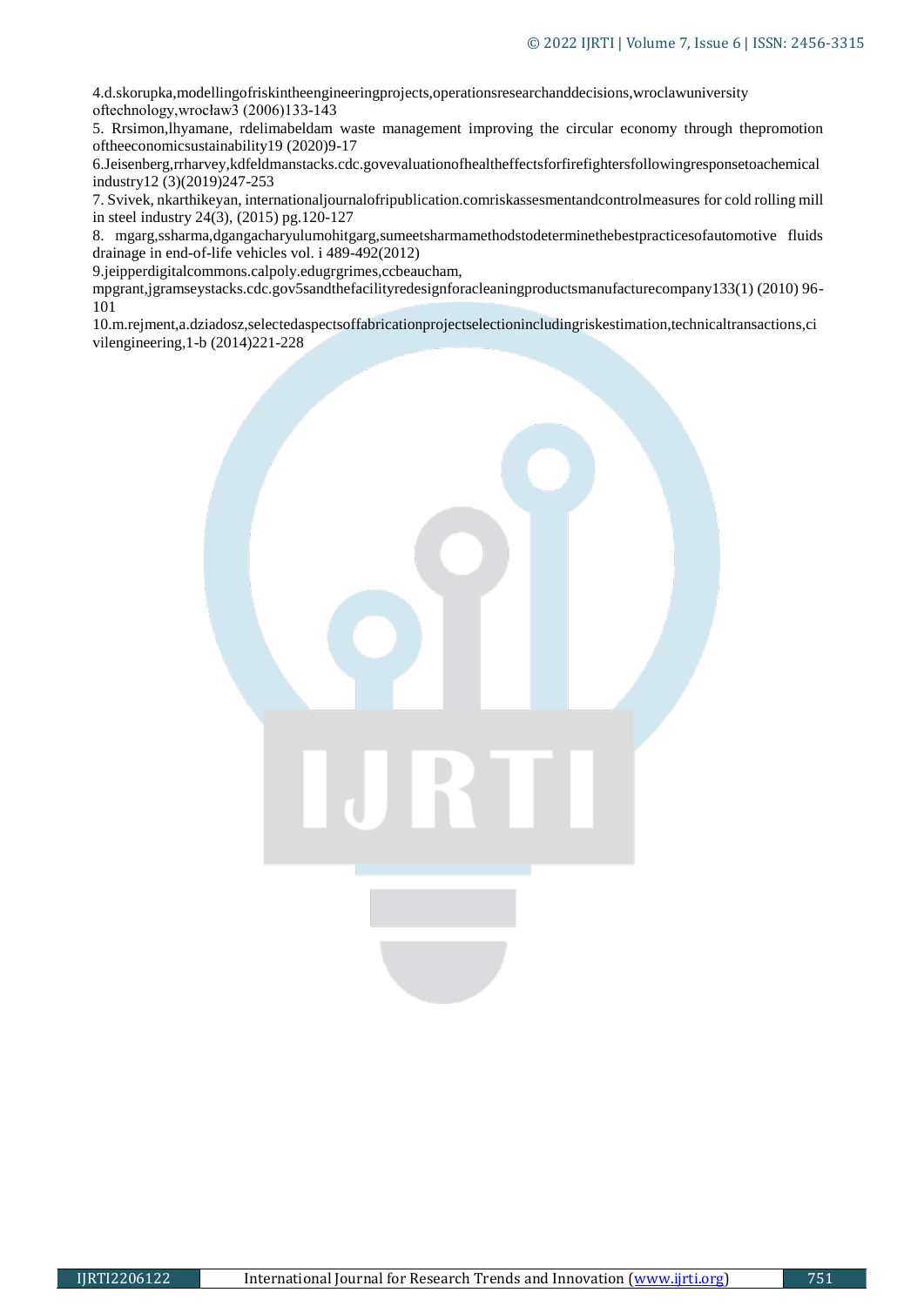4.d.skorupka,modellingofriskintheengineeringprojects,operationsresearchanddecisions,wroclawuniversity oftechnology,wrocław3 (2006)133-143

5. Rrsimon,lhyamane, rdelimabeldam waste management improving the circular economy through thepromotion oftheeconomicsustainability19 (2020)9-17

6.Jeisenberg,rrharvey,kdfeldmanstacks.cdc.govevaluationofhealtheffectsforfirefightersfollowingresponsetoachemical industry12 (3)(2019)247-253

7. Svivek, nkarthikeyan, internationaljournalofripublication.comriskassesmentandcontrolmeasures for cold rolling mill in steel industry 24(3), (2015) pg.120-127

8. mgarg,ssharma,dgangacharyulumohitgarg,sumeetsharmamethodstodeterminethebestpracticesofautomotive fluids drainage in end-of-life vehicles vol. i 489-492(2012)

9.jeipperdigitalcommons.calpoly.edugrgrimes,ccbeaucham, mpgrant,jgramseystacks.cdc.gov5sandthefacilityredesignforacleaningproductsmanufacturecompany133(1) (2010) 96-101

10.m.rejment,a.dziadosz,selectedaspectsoffabricationprojectselectionincludingriskestimation,technicaltransactions,civilengineering,1-b (2014)221-228